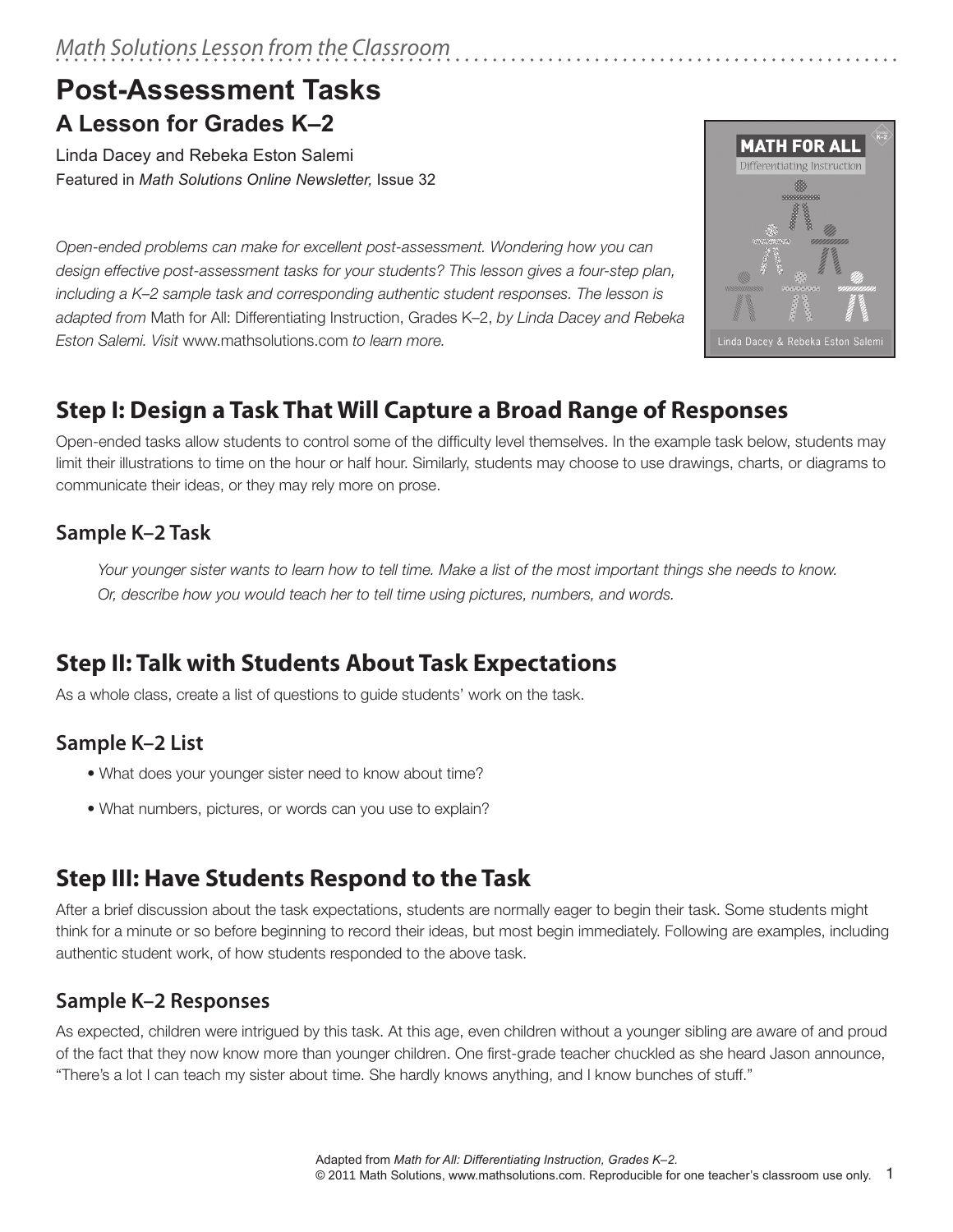*Math Solutions Lesson from the Classroom*

# Post-Assessment Tasks

## A Lesson for Grades K–2

Linda Dacey and Rebeka Eston Salemi

Featured in *Math Solutions Online Newsletter,* Issue 32

*Open-ended problems can make for excellent post-assessment. Wondering how you can design effective post-assessment tasks for your students? This lesson gives a four-step plan, including a K–2 sample task and corresponding authentic student responses. The lesson is adapted from* Math for All: Differentiating Instruction, Grades K–2, *by Linda Dacey and Rebeka Eston Salemi. Visit* www.mathsolutions.com *to learn more.*

## Step I: Design a Task That Will Capture a Broad Range of Responses

Open-ended tasks allow students to control some of the difficulty level themselves. In the example task below, students may limit their illustrations to time on the hour or half hour. Similarly, students may choose to use drawings, charts, or diagrams to communicate their ideas, or they may rely more on prose.

### Sample K–2 Task

*Your younger sister wants to learn how to tell time. Make a list of the most important things she needs to know. Or, describe how you would teach her to tell time using pictures, numbers, and words.*

## Step II: Talk with Students About Task Expectations

As a whole class, create a list of questions to guide students' work on the task.

### Sample K–2 List

- What does your younger sister need to know about time?
- What numbers, pictures, or words can you use to explain?

## Step III: Have Students Respond to the Task

After a brief discussion about the task expectations, students are normally eager to begin their task. Some students might think for a minute or so before beginning to record their ideas, but most begin immediately. Following are examples, including authentic student work, of how students responded to the above task.

### Sample K–2 Responses

As expected, children were intrigued by this task. At this age, even children without a younger sibling are aware of and proud of the fact that they now know more than younger children. One first-grade teacher chuckled as she heard Jason announce, "There's a lot I can teach my sister about time. She hardly knows anything, and I know bunches of stuff."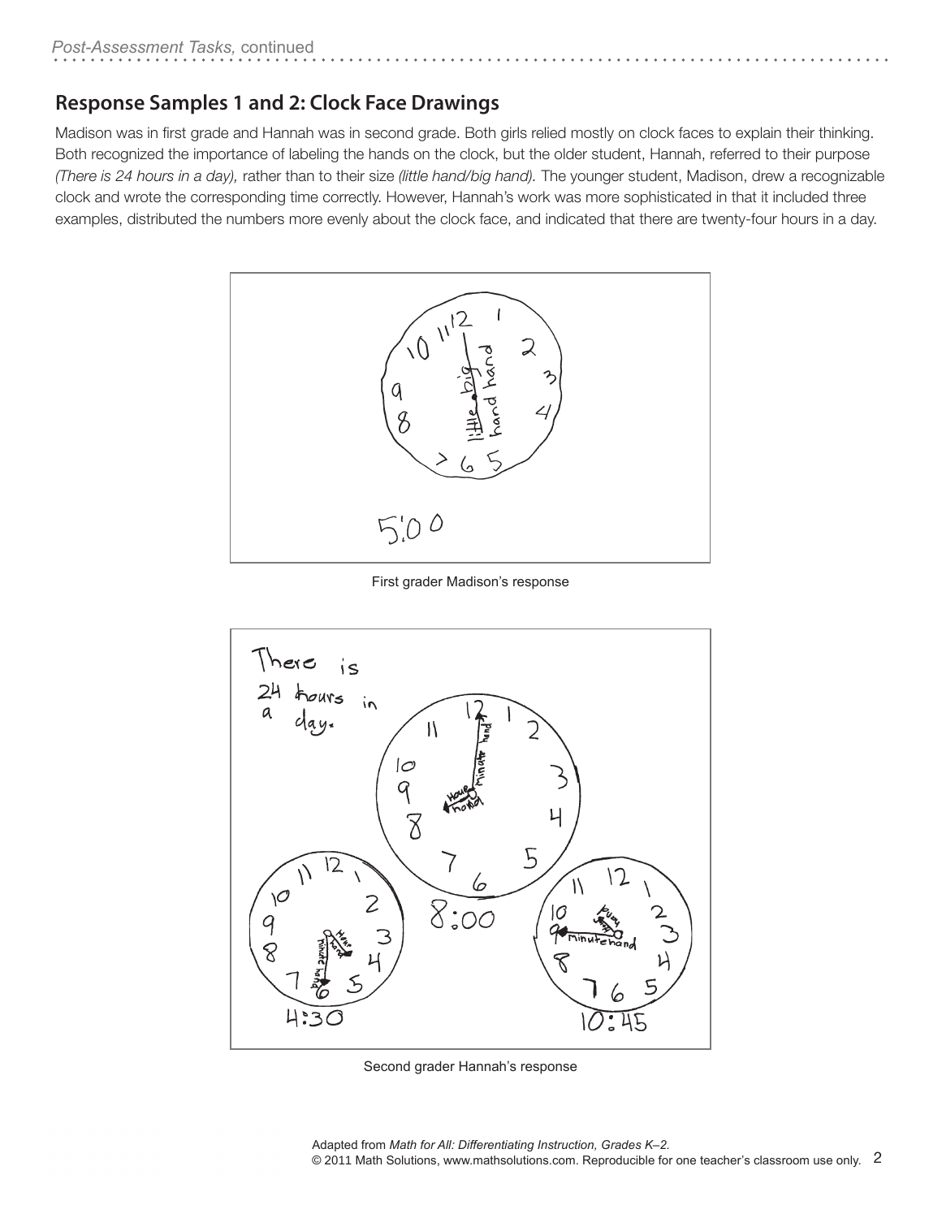## Response Samples 1 and 2: Clock Face Drawings

Madison was in first grade and Hannah was in second grade. Both girls relied mostly on clock faces to explain their thinking. Both recognized the importance of labeling the hands on the clock, but the older student, Hannah, referred to their purpose *(There is 24 hours in a day),* rather than to their size *(little hand/big hand).* The younger student, Madison, drew a recognizable clock and wrote the corresponding time correctly. However, Hannah's work was more sophisticated in that it included three examples, distributed the numbers more evenly about the clock face, and indicated that there are twenty-four hours in a day.

First grader Madison's response

Second grader Hannah's response

Adapted from *Math for All: Differentiating Instruction, Grades K–2.*
© 2011 Math Solutions, www.mathsolutions.com. Reproducible for one teacher's classroom use only.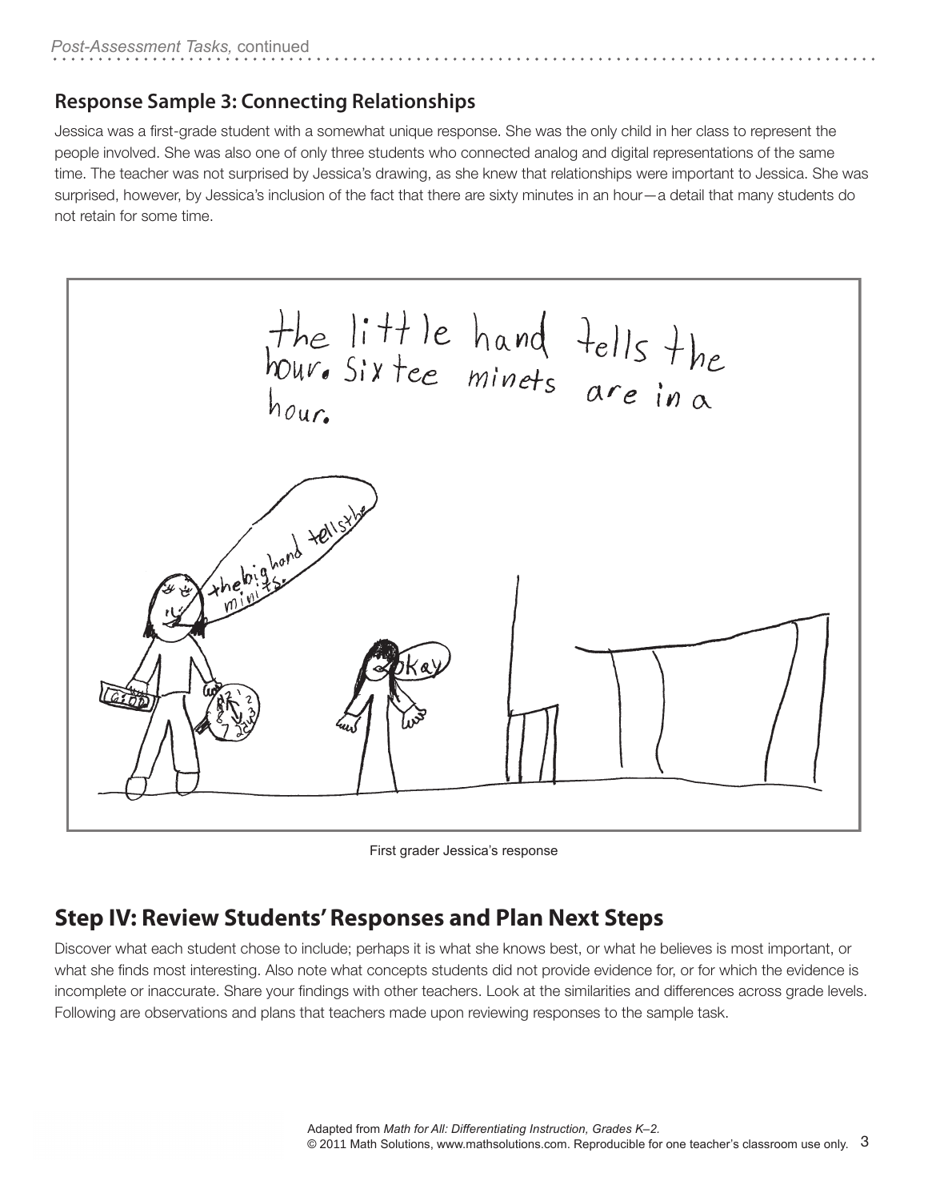## Response Sample 3: Connecting Relationships

Jessica was a first-grade student with a somewhat unique response. She was the only child in her class to represent the people involved. She was also one of only three students who connected analog and digital representations of the same time. The teacher was not surprised by Jessica's drawing, as she knew that relationships were important to Jessica. She was surprised, however, by Jessica's inclusion of the fact that there are sixty minutes in an hour—a detail that many students do not retain for some time.

First grader Jessica's response

## Step IV: Review Students' Responses and Plan Next Steps

Discover what each student chose to include; perhaps it is what she knows best, or what he believes is most important, or what she finds most interesting. Also note what concepts students did not provide evidence for, or for which the evidence is incomplete or inaccurate. Share your findings with other teachers. Look at the similarities and differences across grade levels. Following are observations and plans that teachers made upon reviewing responses to the sample task.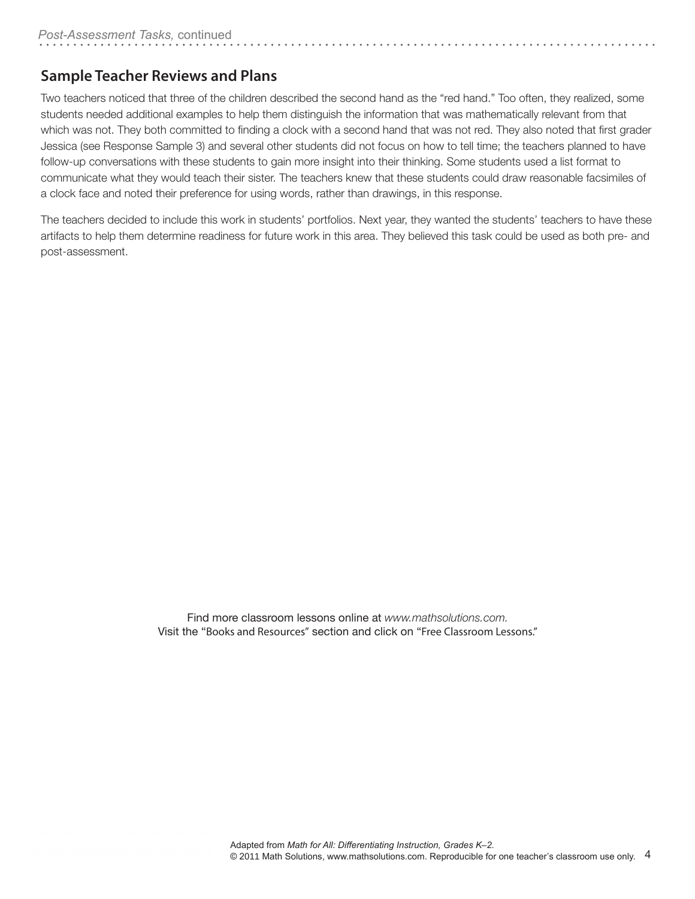## Sample Teacher Reviews and Plans

Two teachers noticed that three of the children described the second hand as the "red hand." Too often, they realized, some students needed additional examples to help them distinguish the information that was mathematically relevant from that which was not. They both committed to finding a clock with a second hand that was not red. They also noted that first grader Jessica (see Response Sample 3) and several other students did not focus on how to tell time; the teachers planned to have follow-up conversations with these students to gain more insight into their thinking. Some students used a list format to communicate what they would teach their sister. The teachers knew that these students could draw reasonable facsimiles of a clock face and noted their preference for using words, rather than drawings, in this response.

The teachers decided to include this work in students' portfolios. Next year, they wanted the students' teachers to have these artifacts to help them determine readiness for future work in this area. They believed this task could be used as both pre- and post-assessment.

Find more classroom lessons online at *www.mathsolutions.com.*
Visit the "Books and Resources" section and click on "Free Classroom Lessons."

Adapted from *Math for All: Differentiating Instruction, Grades K–2.*
© 2011 Math Solutions, www.mathsolutions.com. Reproducible for one teacher's classroom use only.